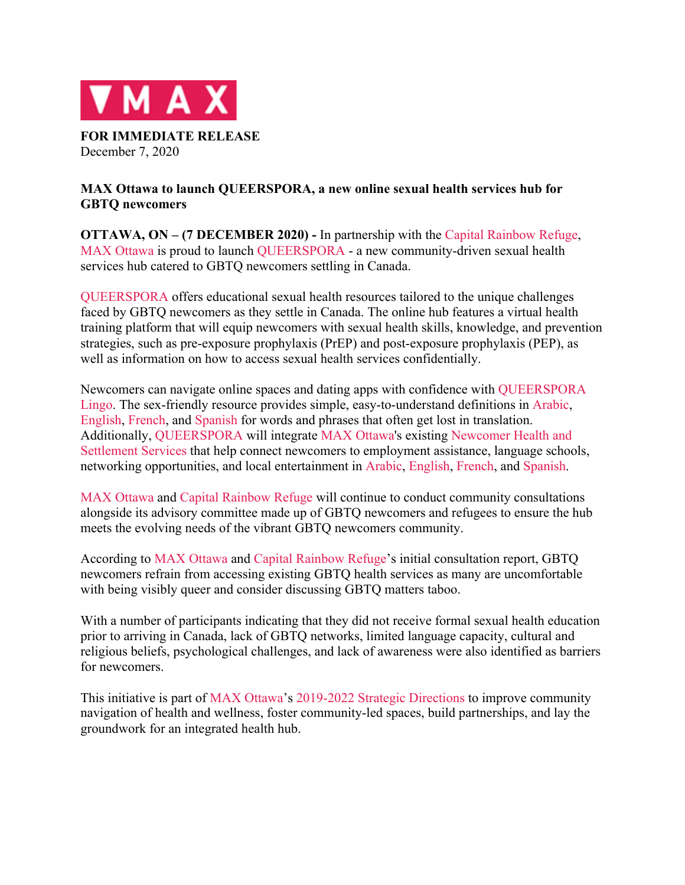MAX

**FOR IMMEDIATE RELEASE**
December 7, 2020

**MAX Ottawa to launch QUEERSPORA, a new online sexual health services hub for GBTQ newcomers**

**OTTAWA, ON – (7 DECEMBER 2020) -** In partnership with the Capital Rainbow Refuge, MAX Ottawa is proud to launch QUEERSPORA - a new community-driven sexual health services hub catered to GBTQ newcomers settling in Canada.

QUEERSPORA offers educational sexual health resources tailored to the unique challenges faced by GBTQ newcomers as they settle in Canada. The online hub features a virtual health training platform that will equip newcomers with sexual health skills, knowledge, and prevention strategies, such as pre-exposure prophylaxis (PrEP) and post-exposure prophylaxis (PEP), as well as information on how to access sexual health services confidentially.

Newcomers can navigate online spaces and dating apps with confidence with QUEERSPORA Lingo. The sex-friendly resource provides simple, easy-to-understand definitions in Arabic, English, French, and Spanish for words and phrases that often get lost in translation. Additionally, QUEERSPORA will integrate MAX Ottawa's existing Newcomer Health and Settlement Services that help connect newcomers to employment assistance, language schools, networking opportunities, and local entertainment in Arabic, English, French, and Spanish.

MAX Ottawa and Capital Rainbow Refuge will continue to conduct community consultations alongside its advisory committee made up of GBTQ newcomers and refugees to ensure the hub meets the evolving needs of the vibrant GBTQ newcomers community.

According to MAX Ottawa and Capital Rainbow Refuge's initial consultation report, GBTQ newcomers refrain from accessing existing GBTQ health services as many are uncomfortable with being visibly queer and consider discussing GBTQ matters taboo.

With a number of participants indicating that they did not receive formal sexual health education prior to arriving in Canada, lack of GBTQ networks, limited language capacity, cultural and religious beliefs, psychological challenges, and lack of awareness were also identified as barriers for newcomers.

This initiative is part of MAX Ottawa's 2019-2022 Strategic Directions to improve community navigation of health and wellness, foster community-led spaces, build partnerships, and lay the groundwork for an integrated health hub.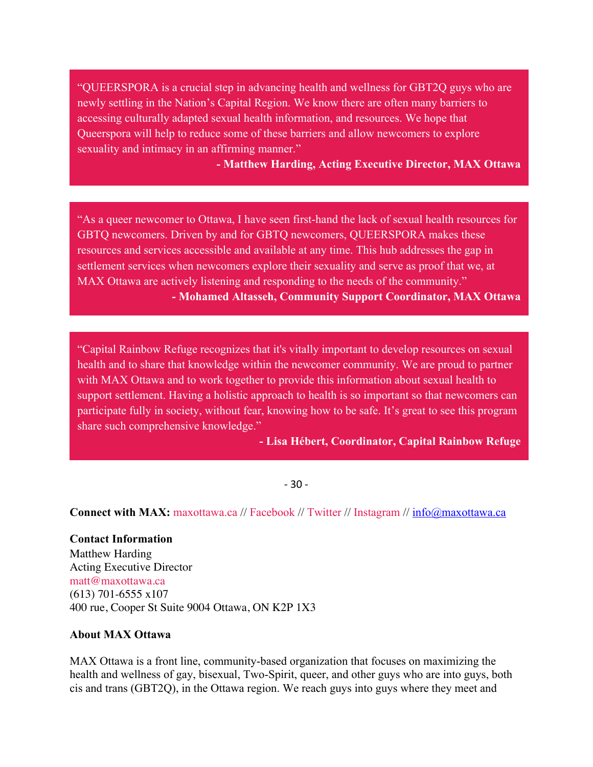> "QUEERSPORA is a crucial step in advancing health and wellness for GBT2Q guys who are newly settling in the Nation's Capital Region. We know there are often many barriers to accessing culturally adapted sexual health information, and resources. We hope that Queerspora will help to reduce some of these barriers and allow newcomers to explore sexuality and intimacy in an affirming manner."
>
> **- Matthew Harding, Acting Executive Director, MAX Ottawa**

> "As a queer newcomer to Ottawa, I have seen first-hand the lack of sexual health resources for GBTQ newcomers. Driven by and for GBTQ newcomers, QUEERSPORA makes these resources and services accessible and available at any time. This hub addresses the gap in settlement services when newcomers explore their sexuality and serve as proof that we, at MAX Ottawa are actively listening and responding to the needs of the community."
>
> **- Mohamed Altasseh, Community Support Coordinator, MAX Ottawa**

> "Capital Rainbow Refuge recognizes that it's vitally important to develop resources on sexual health and to share that knowledge within the newcomer community. We are proud to partner with MAX Ottawa and to work together to provide this information about sexual health to support settlement. Having a holistic approach to health is so important so that newcomers can participate fully in society, without fear, knowing how to be safe. It's great to see this program share such comprehensive knowledge."
>
> **- Lisa Hébert, Coordinator, Capital Rainbow Refuge**

- 30 -

**Connect with MAX:** maxottawa.ca // Facebook // Twitter // Instagram // info@maxottawa.ca

**Contact Information**
Matthew Harding
Acting Executive Director
matt@maxottawa.ca
(613) 701-6555 x107
400 rue, Cooper St Suite 9004 Ottawa, ON K2P 1X3

**About MAX Ottawa**

MAX Ottawa is a front line, community-based organization that focuses on maximizing the health and wellness of gay, bisexual, Two-Spirit, queer, and other guys who are into guys, both cis and trans (GBT2Q), in the Ottawa region. We reach guys into guys where they meet and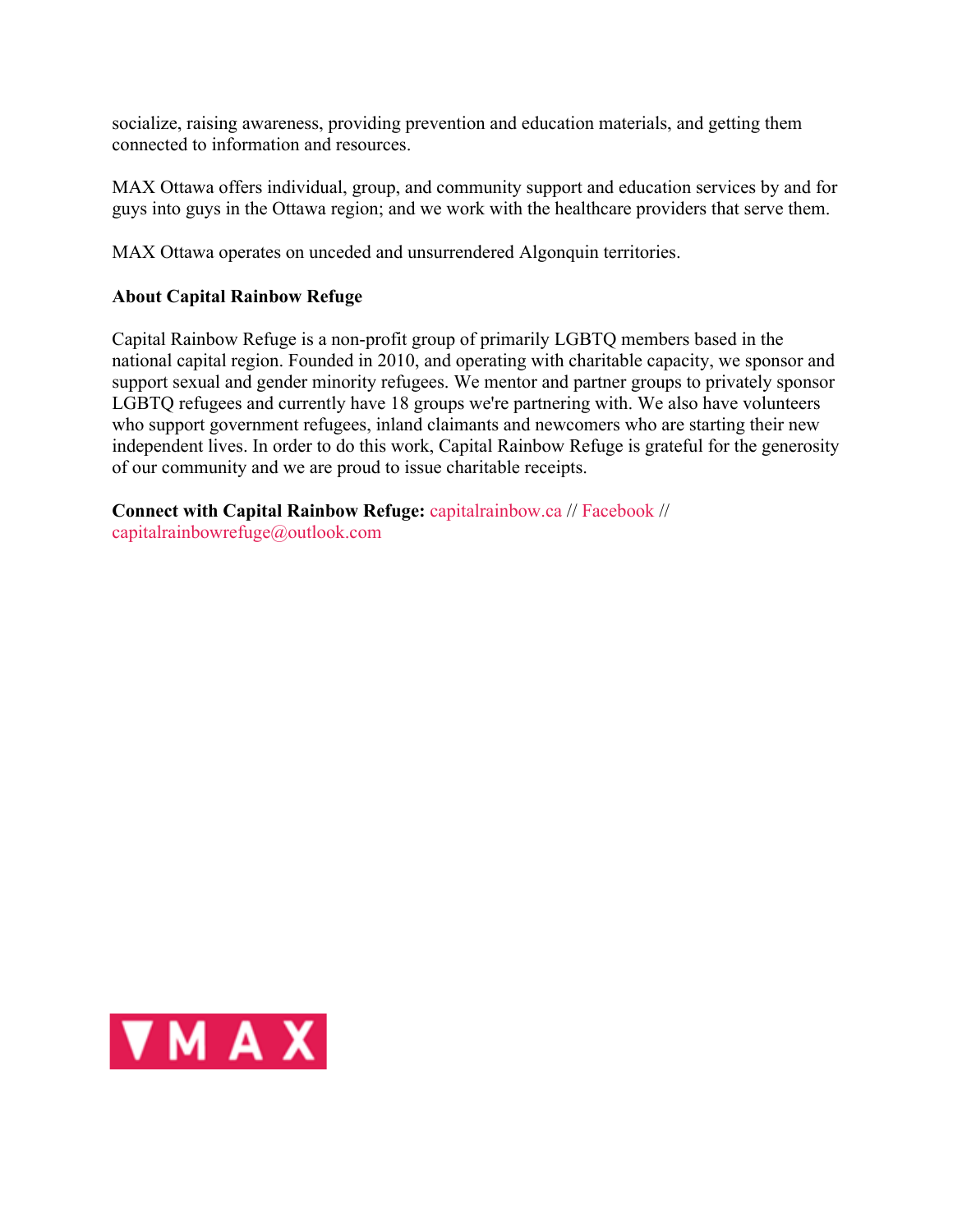socialize, raising awareness, providing prevention and education materials, and getting them connected to information and resources.

MAX Ottawa offers individual, group, and community support and education services by and for guys into guys in the Ottawa region; and we work with the healthcare providers that serve them.

MAX Ottawa operates on unceded and unsurrendered Algonquin territories.

**About Capital Rainbow Refuge**

Capital Rainbow Refuge is a non-profit group of primarily LGBTQ members based in the national capital region. Founded in 2010, and operating with charitable capacity, we sponsor and support sexual and gender minority refugees. We mentor and partner groups to privately sponsor LGBTQ refugees and currently have 18 groups we're partnering with. We also have volunteers who support government refugees, inland claimants and newcomers who are starting their new independent lives. In order to do this work, Capital Rainbow Refuge is grateful for the generosity of our community and we are proud to issue charitable receipts.

**Connect with Capital Rainbow Refuge:** capitalrainbow.ca // Facebook // capitalrainbowrefuge@outlook.com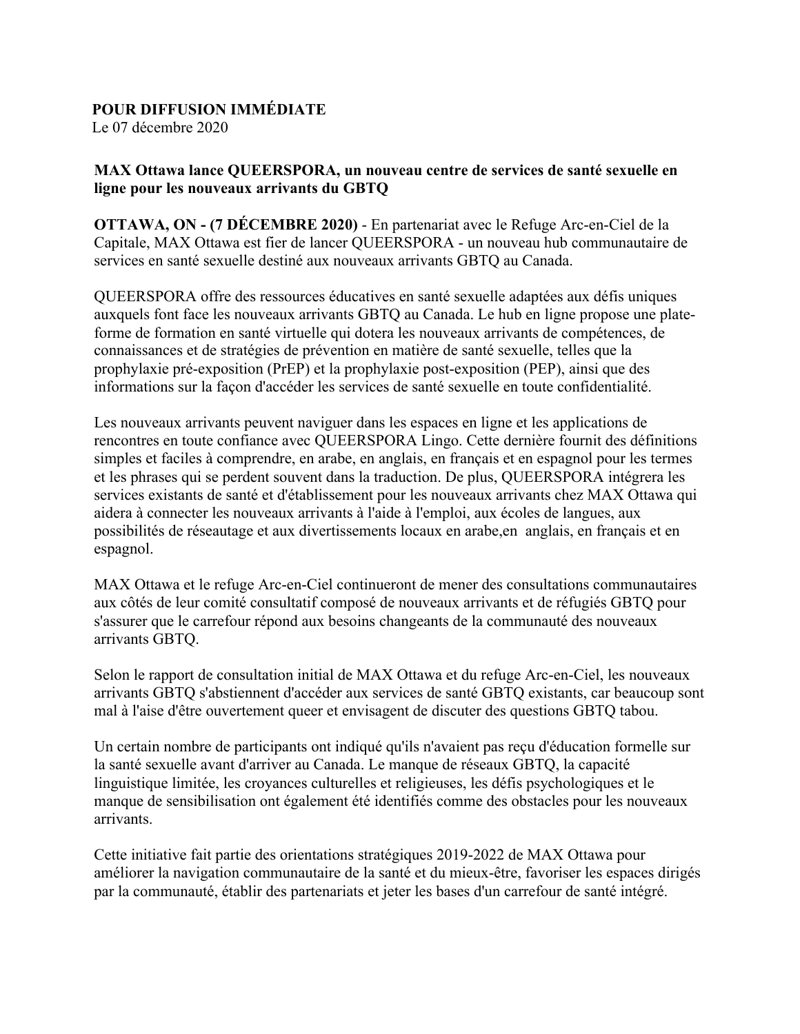**POUR DIFFUSION IMMÉDIATE**
Le 07 décembre 2020

**MAX Ottawa lance QUEERSPORA, un nouveau centre de services de santé sexuelle en ligne pour les nouveaux arrivants du GBTQ**

**OTTAWA, ON - (7 DÉCEMBRE 2020)** - En partenariat avec le Refuge Arc-en-Ciel de la Capitale, MAX Ottawa est fier de lancer QUEERSPORA - un nouveau hub communautaire de services en santé sexuelle destiné aux nouveaux arrivants GBTQ au Canada.

QUEERSPORA offre des ressources éducatives en santé sexuelle adaptées aux défis uniques auxquels font face les nouveaux arrivants GBTQ au Canada. Le hub en ligne propose une plate-forme de formation en santé virtuelle qui dotera les nouveaux arrivants de compétences, de connaissances et de stratégies de prévention en matière de santé sexuelle, telles que la prophylaxie pré-exposition (PrEP) et la prophylaxie post-exposition (PEP), ainsi que des informations sur la façon d'accéder les services de santé sexuelle en toute confidentialité.

Les nouveaux arrivants peuvent naviguer dans les espaces en ligne et les applications de rencontres en toute confiance avec QUEERSPORA Lingo. Cette dernière fournit des définitions simples et faciles à comprendre, en arabe, en anglais, en français et en espagnol pour les termes et les phrases qui se perdent souvent dans la traduction. De plus, QUEERSPORA intégrera les services existants de santé et d'établissement pour les nouveaux arrivants chez MAX Ottawa qui aidera à connecter les nouveaux arrivants à l'aide à l'emploi, aux écoles de langues, aux possibilités de réseautage et aux divertissements locaux en arabe,en anglais, en français et en espagnol.

MAX Ottawa et le refuge Arc-en-Ciel continueront de mener des consultations communautaires aux côtés de leur comité consultatif composé de nouveaux arrivants et de réfugiés GBTQ pour s'assurer que le carrefour répond aux besoins changeants de la communauté des nouveaux arrivants GBTQ.

Selon le rapport de consultation initial de MAX Ottawa et du refuge Arc-en-Ciel, les nouveaux arrivants GBTQ s'abstiennent d'accéder aux services de santé GBTQ existants, car beaucoup sont mal à l'aise d'être ouvertement queer et envisagent de discuter des questions GBTQ tabou.

Un certain nombre de participants ont indiqué qu'ils n'avaient pas reçu d'éducation formelle sur la santé sexuelle avant d'arriver au Canada. Le manque de réseaux GBTQ, la capacité linguistique limitée, les croyances culturelles et religieuses, les défis psychologiques et le manque de sensibilisation ont également été identifiés comme des obstacles pour les nouveaux arrivants.

Cette initiative fait partie des orientations stratégiques 2019-2022 de MAX Ottawa pour améliorer la navigation communautaire de la santé et du mieux-être, favoriser les espaces dirigés par la communauté, établir des partenariats et jeter les bases d'un carrefour de santé intégré.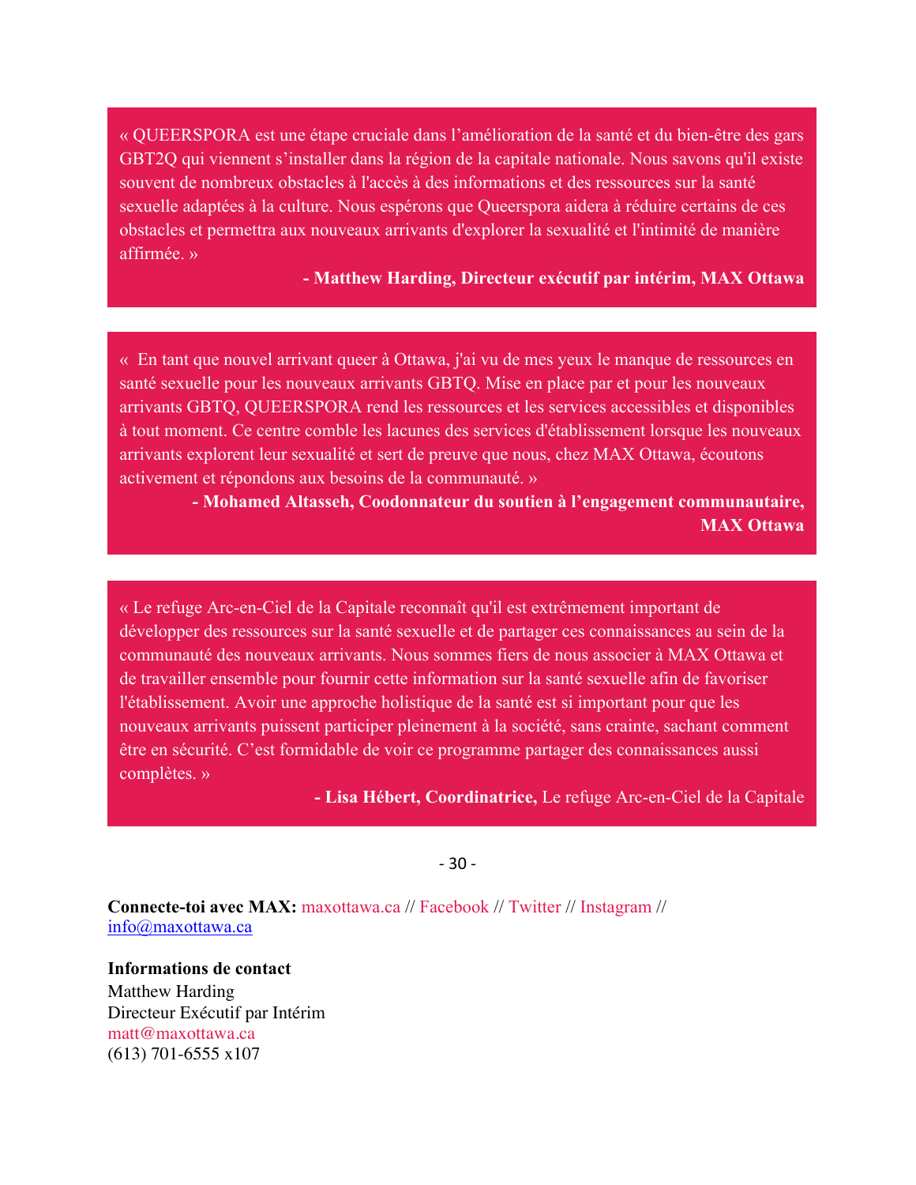« QUEERSPORA est une étape cruciale dans l'amélioration de la santé et du bien-être des gars GBT2Q qui viennent s'installer dans la région de la capitale nationale. Nous savons qu'il existe souvent de nombreux obstacles à l'accès à des informations et des ressources sur la santé sexuelle adaptées à la culture. Nous espérons que Queerspora aidera à réduire certains de ces obstacles et permettra aux nouveaux arrivants d'explorer la sexualité et l'intimité de manière affirmée. »

**- Matthew Harding, Directeur exécutif par intérim, MAX Ottawa**

« En tant que nouvel arrivant queer à Ottawa, j'ai vu de mes yeux le manque de ressources en santé sexuelle pour les nouveaux arrivants GBTQ. Mise en place par et pour les nouveaux arrivants GBTQ, QUEERSPORA rend les ressources et les services accessibles et disponibles à tout moment. Ce centre comble les lacunes des services d'établissement lorsque les nouveaux arrivants explorent leur sexualité et sert de preuve que nous, chez MAX Ottawa, écoutons activement et répondons aux besoins de la communauté. »

**- Mohamed Altasseh, Coodonnateur du soutien à l'engagement communautaire, MAX Ottawa**

« Le refuge Arc-en-Ciel de la Capitale reconnaît qu'il est extrêmement important de développer des ressources sur la santé sexuelle et de partager ces connaissances au sein de la communauté des nouveaux arrivants. Nous sommes fiers de nous associer à MAX Ottawa et de travailler ensemble pour fournir cette information sur la santé sexuelle afin de favoriser l'établissement. Avoir une approche holistique de la santé est si important pour que les nouveaux arrivants puissent participer pleinement à la société, sans crainte, sachant comment être en sécurité. C'est formidable de voir ce programme partager des connaissances aussi complètes. »

**- Lisa Hébert, Coordinatrice,** Le refuge Arc-en-Ciel de la Capitale

\- 30 -

**Connecte-toi avec MAX:** maxottawa.ca // Facebook // Twitter // Instagram // info@maxottawa.ca

**Informations de contact**
Matthew Harding
Directeur Exécutif par Intérim
matt@maxottawa.ca
(613) 701-6555 x107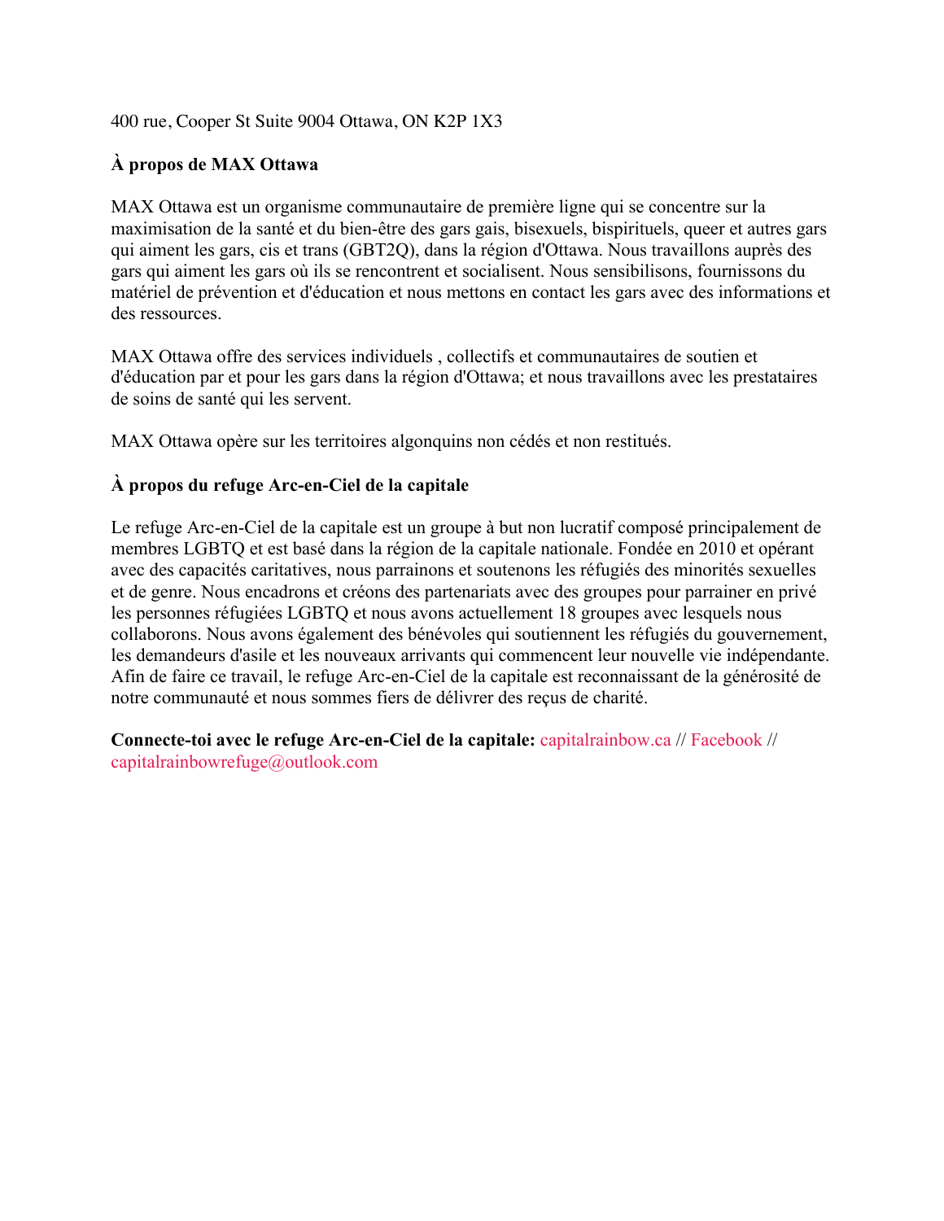400 rue, Cooper St Suite 9004 Ottawa, ON K2P 1X3

**À propos de MAX Ottawa**

MAX Ottawa est un organisme communautaire de première ligne qui se concentre sur la maximisation de la santé et du bien-être des gars gais, bisexuels, bispirituels, queer et autres gars qui aiment les gars, cis et trans (GBT2Q), dans la région d'Ottawa. Nous travaillons auprès des gars qui aiment les gars où ils se rencontrent et socialisent. Nous sensibilisons, fournissons du matériel de prévention et d'éducation et nous mettons en contact les gars avec des informations et des ressources.

MAX Ottawa offre des services individuels , collectifs et communautaires de soutien et d'éducation par et pour les gars dans la région d'Ottawa; et nous travaillons avec les prestataires de soins de santé qui les servent.

MAX Ottawa opère sur les territoires algonquins non cédés et non restitués.

**À propos du refuge Arc-en-Ciel de la capitale**

Le refuge Arc-en-Ciel de la capitale est un groupe à but non lucratif composé principalement de membres LGBTQ et est basé dans la région de la capitale nationale. Fondée en 2010 et opérant avec des capacités caritatives, nous parrainons et soutenons les réfugiés des minorités sexuelles et de genre. Nous encadrons et créons des partenariats avec des groupes pour parrainer en privé les personnes réfugiées LGBTQ et nous avons actuellement 18 groupes avec lesquels nous collaborons. Nous avons également des bénévoles qui soutiennent les réfugiés du gouvernement, les demandeurs d'asile et les nouveaux arrivants qui commencent leur nouvelle vie indépendante. Afin de faire ce travail, le refuge Arc-en-Ciel de la capitale est reconnaissant de la générosité de notre communauté et nous sommes fiers de délivrer des reçus de charité.

**Connecte-toi avec le refuge Arc-en-Ciel de la capitale:** capitalrainbow.ca // Facebook // capitalrainbowrefuge@outlook.com